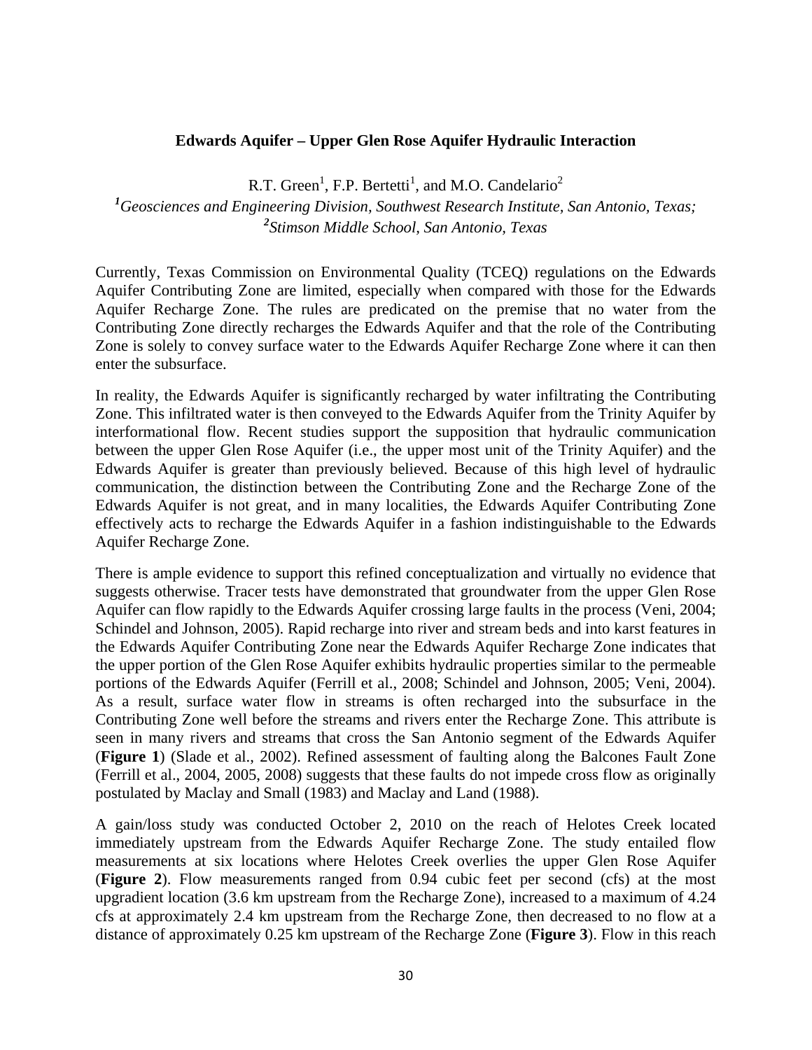# Edwards Aquifer – Upper Glen Rose Aquifer Hydraulic Interaction

R.T. Green[1], F.P. Bertetti[1], and M.O. Candelario[2]

*[1]Geosciences and Engineering Division, Southwest Research Institute, San Antonio, Texas;*
*[2]Stimson Middle School, San Antonio, Texas*

Currently, Texas Commission on Environmental Quality (TCEQ) regulations on the Edwards Aquifer Contributing Zone are limited, especially when compared with those for the Edwards Aquifer Recharge Zone. The rules are predicated on the premise that no water from the Contributing Zone directly recharges the Edwards Aquifer and that the role of the Contributing Zone is solely to convey surface water to the Edwards Aquifer Recharge Zone where it can then enter the subsurface.

In reality, the Edwards Aquifer is significantly recharged by water infiltrating the Contributing Zone. This infiltrated water is then conveyed to the Edwards Aquifer from the Trinity Aquifer by interformational flow. Recent studies support the supposition that hydraulic communication between the upper Glen Rose Aquifer (i.e., the upper most unit of the Trinity Aquifer) and the Edwards Aquifer is greater than previously believed. Because of this high level of hydraulic communication, the distinction between the Contributing Zone and the Recharge Zone of the Edwards Aquifer is not great, and in many localities, the Edwards Aquifer Contributing Zone effectively acts to recharge the Edwards Aquifer in a fashion indistinguishable to the Edwards Aquifer Recharge Zone.

There is ample evidence to support this refined conceptualization and virtually no evidence that suggests otherwise. Tracer tests have demonstrated that groundwater from the upper Glen Rose Aquifer can flow rapidly to the Edwards Aquifer crossing large faults in the process (Veni, 2004; Schindel and Johnson, 2005). Rapid recharge into river and stream beds and into karst features in the Edwards Aquifer Contributing Zone near the Edwards Aquifer Recharge Zone indicates that the upper portion of the Glen Rose Aquifer exhibits hydraulic properties similar to the permeable portions of the Edwards Aquifer (Ferrill et al., 2008; Schindel and Johnson, 2005; Veni, 2004). As a result, surface water flow in streams is often recharged into the subsurface in the Contributing Zone well before the streams and rivers enter the Recharge Zone. This attribute is seen in many rivers and streams that cross the San Antonio segment of the Edwards Aquifer (**Figure 1**) (Slade et al., 2002). Refined assessment of faulting along the Balcones Fault Zone (Ferrill et al., 2004, 2005, 2008) suggests that these faults do not impede cross flow as originally postulated by Maclay and Small (1983) and Maclay and Land (1988).

A gain/loss study was conducted October 2, 2010 on the reach of Helotes Creek located immediately upstream from the Edwards Aquifer Recharge Zone. The study entailed flow measurements at six locations where Helotes Creek overlies the upper Glen Rose Aquifer (**Figure 2**). Flow measurements ranged from 0.94 cubic feet per second (cfs) at the most upgradient location (3.6 km upstream from the Recharge Zone), increased to a maximum of 4.24 cfs at approximately 2.4 km upstream from the Recharge Zone, then decreased to no flow at a distance of approximately 0.25 km upstream of the Recharge Zone (**Figure 3**). Flow in this reach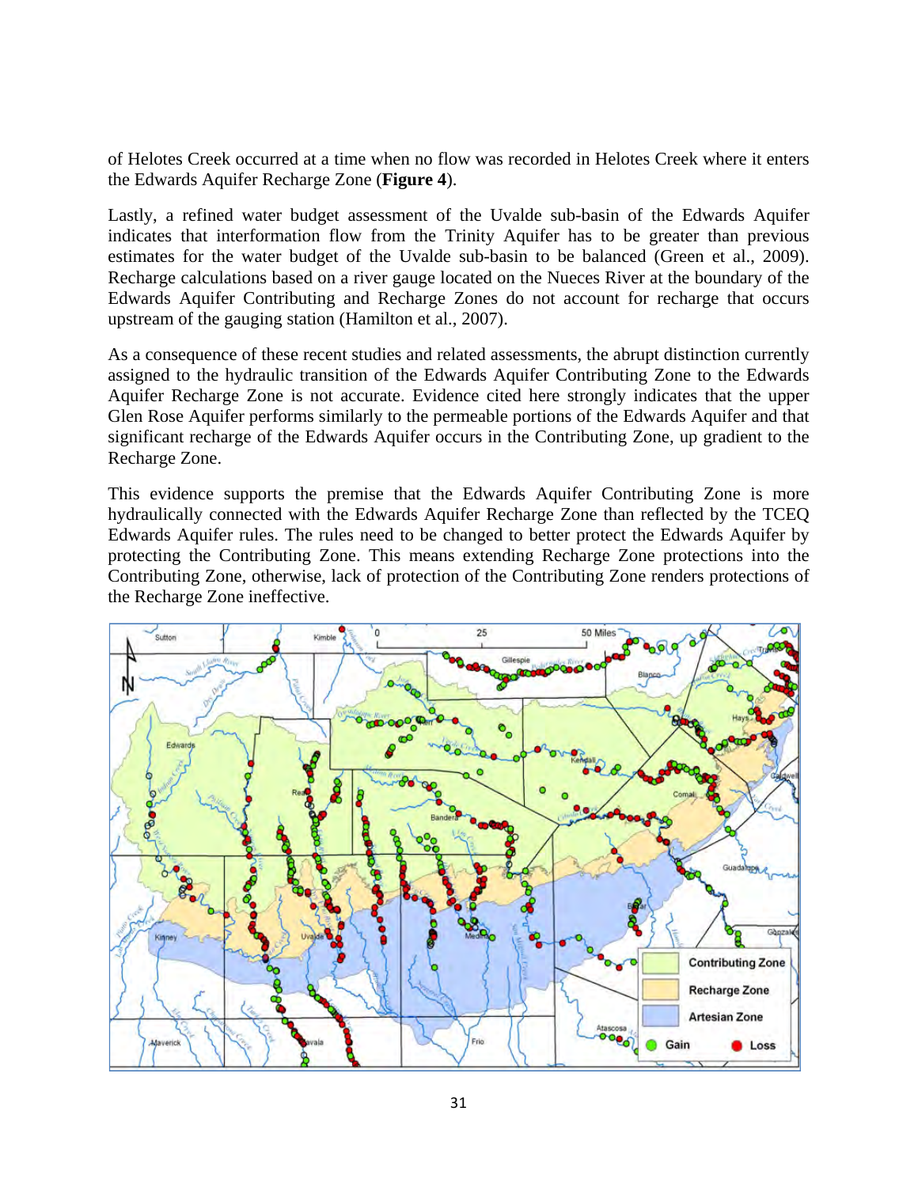of Helotes Creek occurred at a time when no flow was recorded in Helotes Creek where it enters the Edwards Aquifer Recharge Zone (**Figure 4**).

Lastly, a refined water budget assessment of the Uvalde sub-basin of the Edwards Aquifer indicates that interformation flow from the Trinity Aquifer has to be greater than previous estimates for the water budget of the Uvalde sub-basin to be balanced (Green et al., 2009). Recharge calculations based on a river gauge located on the Nueces River at the boundary of the Edwards Aquifer Contributing and Recharge Zones do not account for recharge that occurs upstream of the gauging station (Hamilton et al., 2007).

As a consequence of these recent studies and related assessments, the abrupt distinction currently assigned to the hydraulic transition of the Edwards Aquifer Contributing Zone to the Edwards Aquifer Recharge Zone is not accurate. Evidence cited here strongly indicates that the upper Glen Rose Aquifer performs similarly to the permeable portions of the Edwards Aquifer and that significant recharge of the Edwards Aquifer occurs in the Contributing Zone, up gradient to the Recharge Zone.

This evidence supports the premise that the Edwards Aquifer Contributing Zone is more hydraulically connected with the Edwards Aquifer Recharge Zone than reflected by the TCEQ Edwards Aquifer rules. The rules need to be changed to better protect the Edwards Aquifer by protecting the Contributing Zone. This means extending Recharge Zone protections into the Contributing Zone, otherwise, lack of protection of the Contributing Zone renders protections of the Recharge Zone ineffective.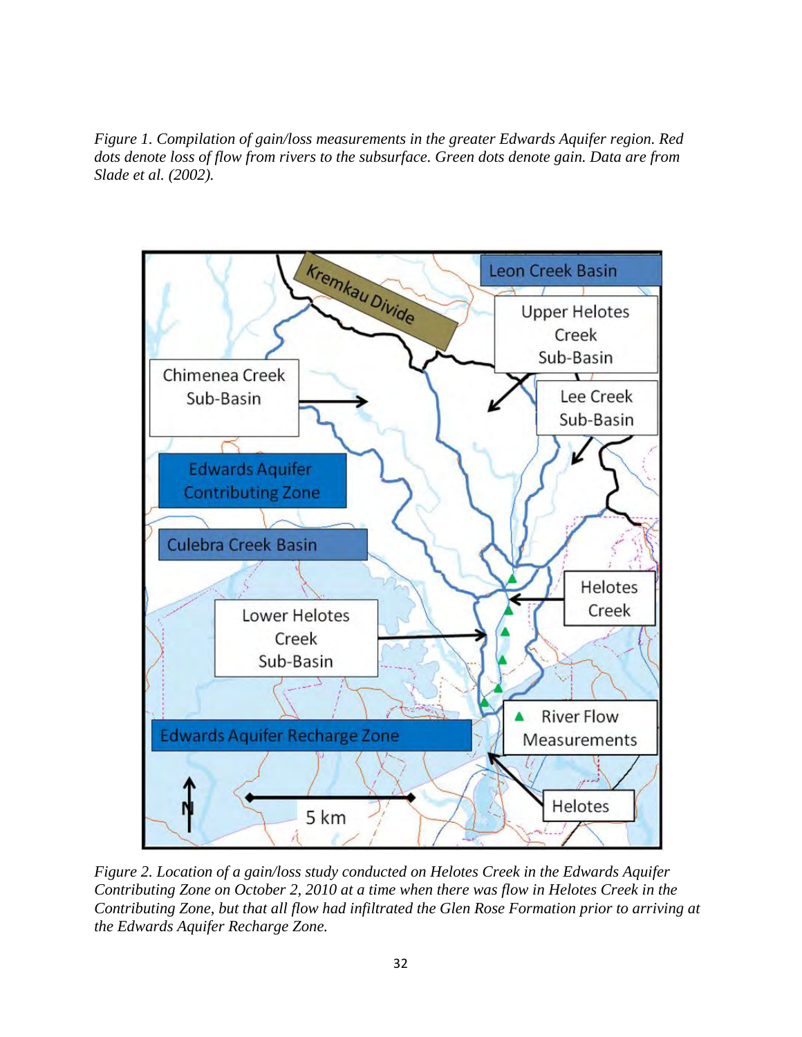*Figure 1. Compilation of gain/loss measurements in the greater Edwards Aquifer region. Red dots denote loss of flow from rivers to the subsurface. Green dots denote gain. Data are from Slade et al. (2002).*

*Figure 2. Location of a gain/loss study conducted on Helotes Creek in the Edwards Aquifer Contributing Zone on October 2, 2010 at a time when there was flow in Helotes Creek in the Contributing Zone, but that all flow had infiltrated the Glen Rose Formation prior to arriving at the Edwards Aquifer Recharge Zone.*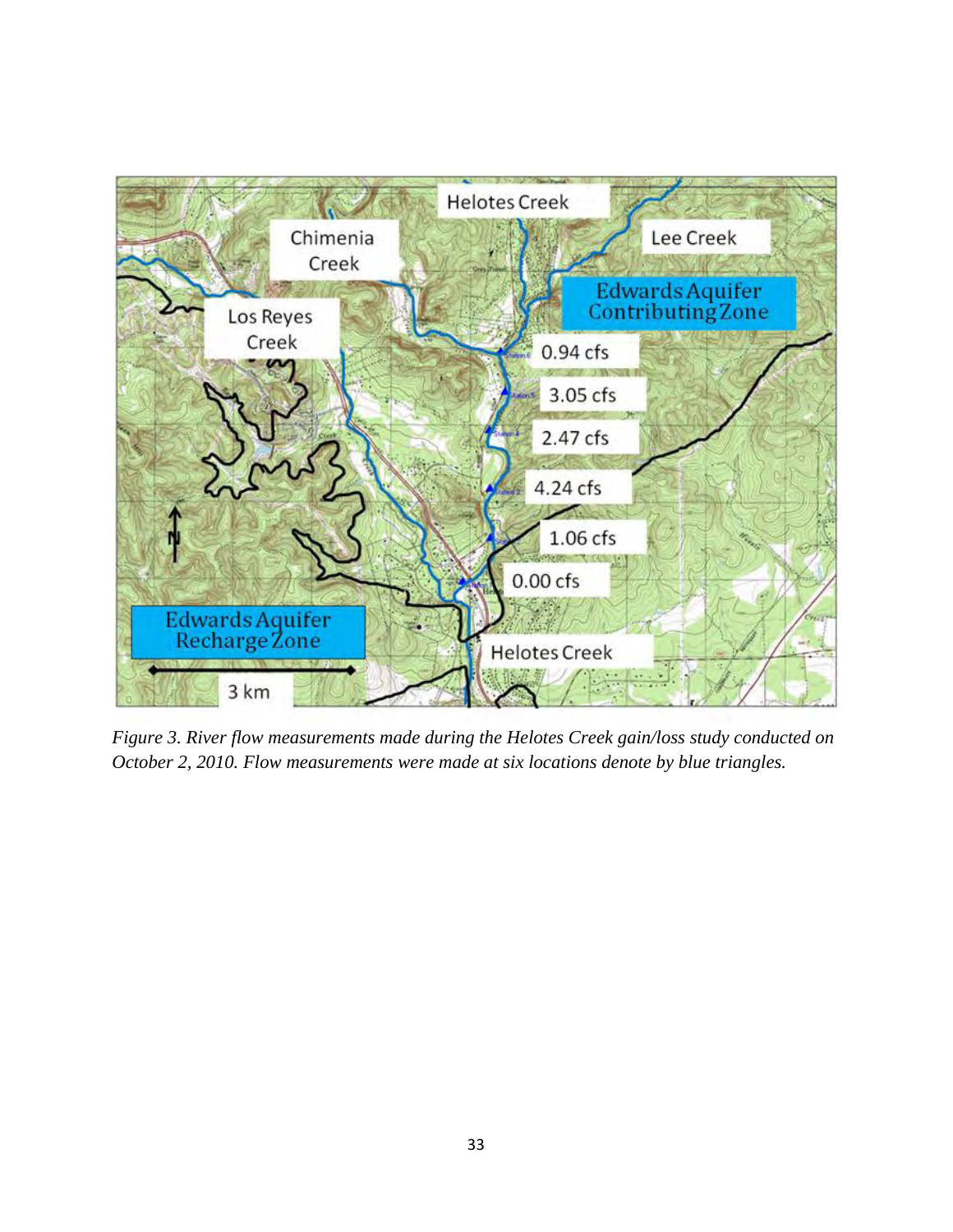*Figure 3. River flow measurements made during the Helotes Creek gain/loss study conducted on October 2, 2010. Flow measurements were made at six locations denote by blue triangles.*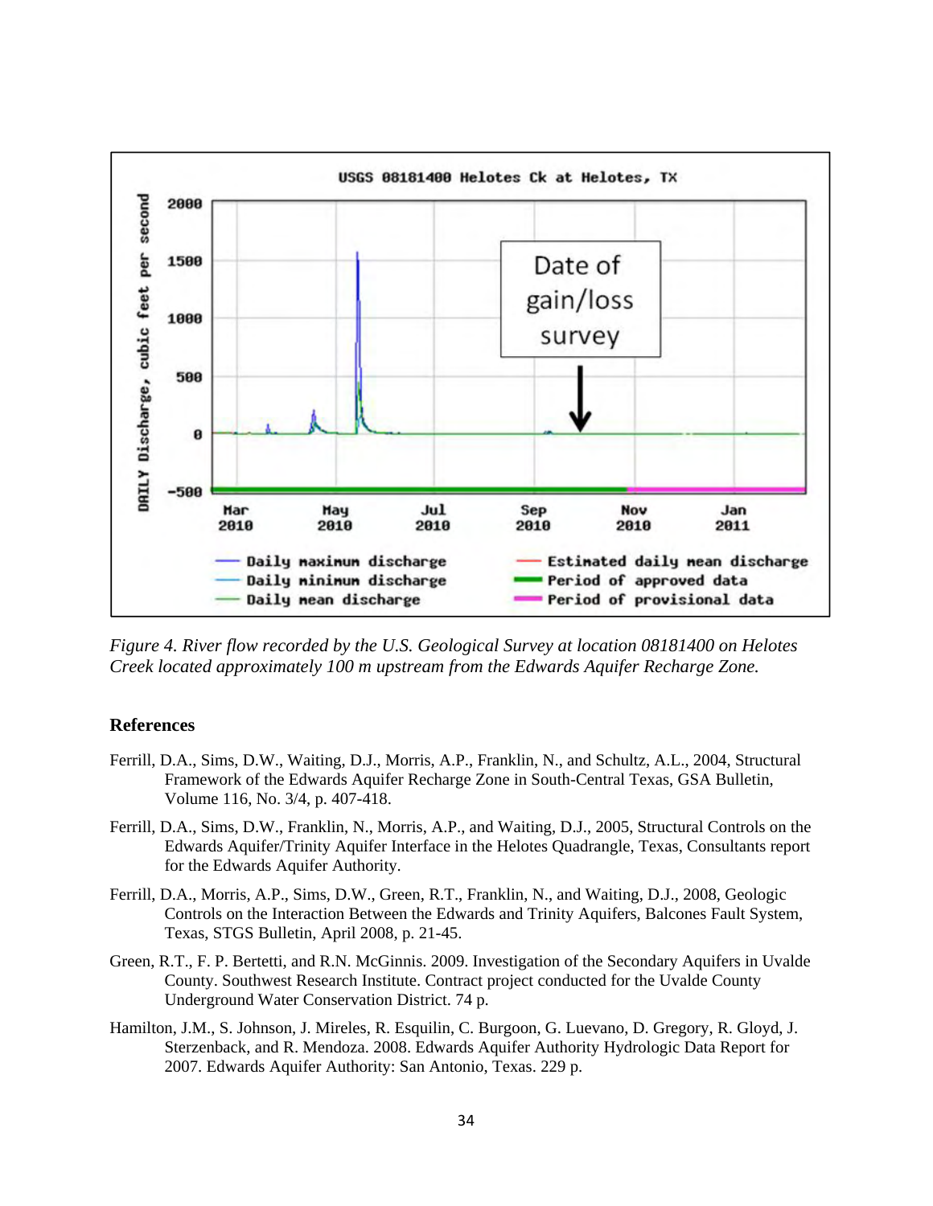*Figure 4. River flow recorded by the U.S. Geological Survey at location 08181400 on Helotes Creek located approximately 100 m upstream from the Edwards Aquifer Recharge Zone.*

## References

Ferrill, D.A., Sims, D.W., Waiting, D.J., Morris, A.P., Franklin, N., and Schultz, A.L., 2004, Structural Framework of the Edwards Aquifer Recharge Zone in South-Central Texas, GSA Bulletin, Volume 116, No. 3/4, p. 407-418.

Ferrill, D.A., Sims, D.W., Franklin, N., Morris, A.P., and Waiting, D.J., 2005, Structural Controls on the Edwards Aquifer/Trinity Aquifer Interface in the Helotes Quadrangle, Texas, Consultants report for the Edwards Aquifer Authority.

Ferrill, D.A., Morris, A.P., Sims, D.W., Green, R.T., Franklin, N., and Waiting, D.J., 2008, Geologic Controls on the Interaction Between the Edwards and Trinity Aquifers, Balcones Fault System, Texas, STGS Bulletin, April 2008, p. 21-45.

Green, R.T., F. P. Bertetti, and R.N. McGinnis. 2009. Investigation of the Secondary Aquifers in Uvalde County. Southwest Research Institute. Contract project conducted for the Uvalde County Underground Water Conservation District. 74 p.

Hamilton, J.M., S. Johnson, J. Mireles, R. Esquilin, C. Burgoon, G. Luevano, D. Gregory, R. Gloyd, J. Sterzenback, and R. Mendoza. 2008. Edwards Aquifer Authority Hydrologic Data Report for 2007. Edwards Aquifer Authority: San Antonio, Texas. 229 p.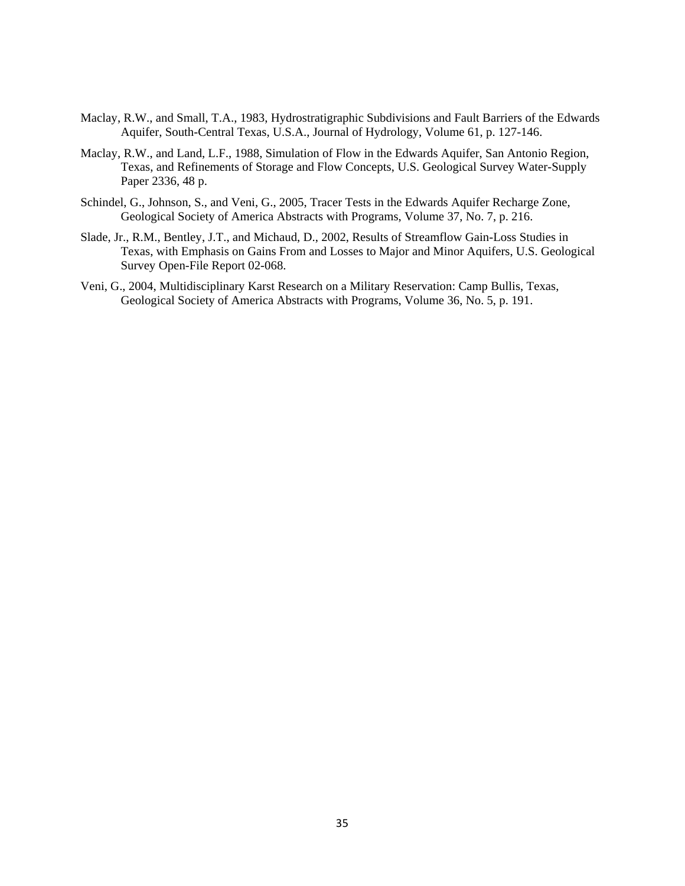Maclay, R.W., and Small, T.A., 1983, Hydrostratigraphic Subdivisions and Fault Barriers of the Edwards Aquifer, South-Central Texas, U.S.A., Journal of Hydrology, Volume 61, p. 127-146.

Maclay, R.W., and Land, L.F., 1988, Simulation of Flow in the Edwards Aquifer, San Antonio Region, Texas, and Refinements of Storage and Flow Concepts, U.S. Geological Survey Water-Supply Paper 2336, 48 p.

Schindel, G., Johnson, S., and Veni, G., 2005, Tracer Tests in the Edwards Aquifer Recharge Zone, Geological Society of America Abstracts with Programs, Volume 37, No. 7, p. 216.

Slade, Jr., R.M., Bentley, J.T., and Michaud, D., 2002, Results of Streamflow Gain-Loss Studies in Texas, with Emphasis on Gains From and Losses to Major and Minor Aquifers, U.S. Geological Survey Open-File Report 02-068.

Veni, G., 2004, Multidisciplinary Karst Research on a Military Reservation: Camp Bullis, Texas, Geological Society of America Abstracts with Programs, Volume 36, No. 5, p. 191.